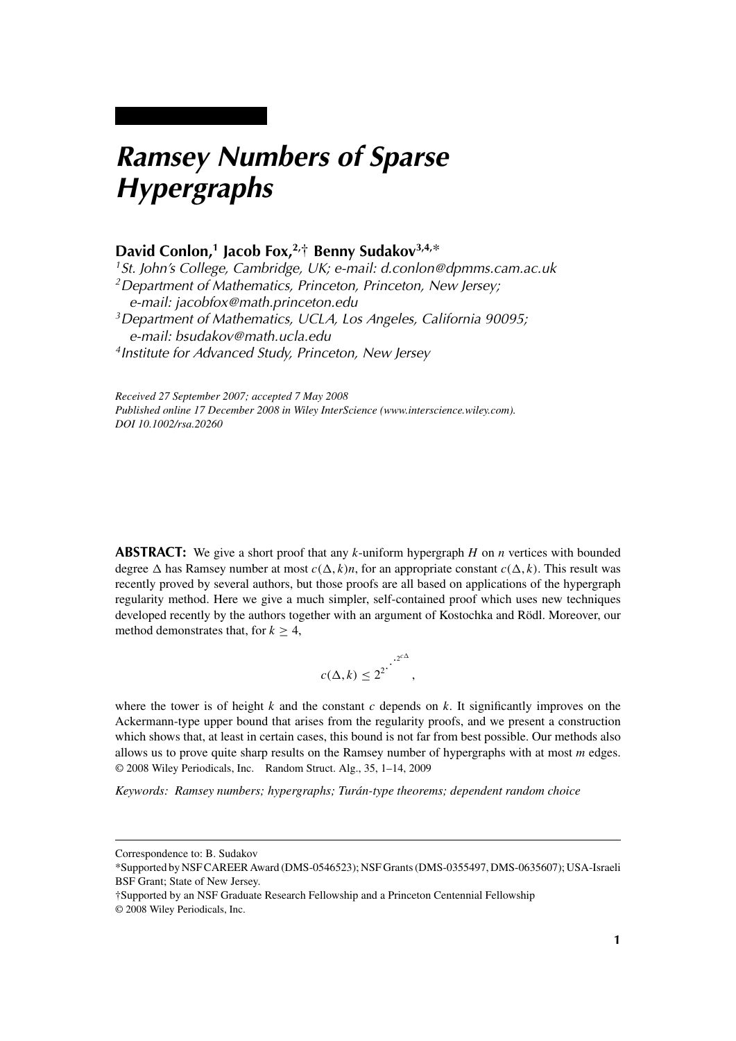# Ramsey Numbers of Sparse Hypergraphs

**David Conlon,[1] Jacob Fox,[2,†] Benny Sudakov[3,4,*]**

*[1]St. John's College, Cambridge, UK; e-mail: d.conlon@dpmms.cam.ac.uk*
*[2]Department of Mathematics, Princeton, Princeton, New Jersey; e-mail: jacobfox@math.princeton.edu*
*[3]Department of Mathematics, UCLA, Los Angeles, California 90095; e-mail: bsudakov@math.ucla.edu*
*[4]Institute for Advanced Study, Princeton, New Jersey*

*Received 27 September 2007; accepted 7 May 2008*
*Published online 17 December 2008 in Wiley InterScience (www.interscience.wiley.com).*
*DOI 10.1002/rsa.20260*

**ABSTRACT:** We give a short proof that any $k$-uniform hypergraph $H$ on $n$ vertices with bounded degree $\Delta$ has Ramsey number at most $c(\Delta, k)n$, for an appropriate constant $c(\Delta, k)$. This result was recently proved by several authors, but those proofs are all based on applications of the hypergraph regularity method. Here we give a much simpler, self-contained proof which uses new techniques developed recently by the authors together with an argument of Kostochka and Rödl. Moreover, our method demonstrates that, for $k \geq 4$,

$$c(\Delta, k) \leq 2^{2^{\cdot^{\cdot^{2^{c\Delta}}}}},$$

where the tower is of height $k$ and the constant $c$ depends on $k$. It significantly improves on the Ackermann-type upper bound that arises from the regularity proofs, and we present a construction which shows that, at least in certain cases, this bound is not far from best possible. Our methods also allows us to prove quite sharp results on the Ramsey number of hypergraphs with at most $m$ edges. © 2008 Wiley Periodicals, Inc. Random Struct. Alg., 35, 1–14, 2009

*Keywords: Ramsey numbers; hypergraphs; Turán-type theorems; dependent random choice*

---

Correspondence to: B. Sudakov

*Supported by NSF CAREER Award (DMS-0546523); NSF Grants (DMS-0355497, DMS-0635607); USA-Israeli BSF Grant; State of New Jersey.

†Supported by an NSF Graduate Research Fellowship and a Princeton Centennial Fellowship

© 2008 Wiley Periodicals, Inc.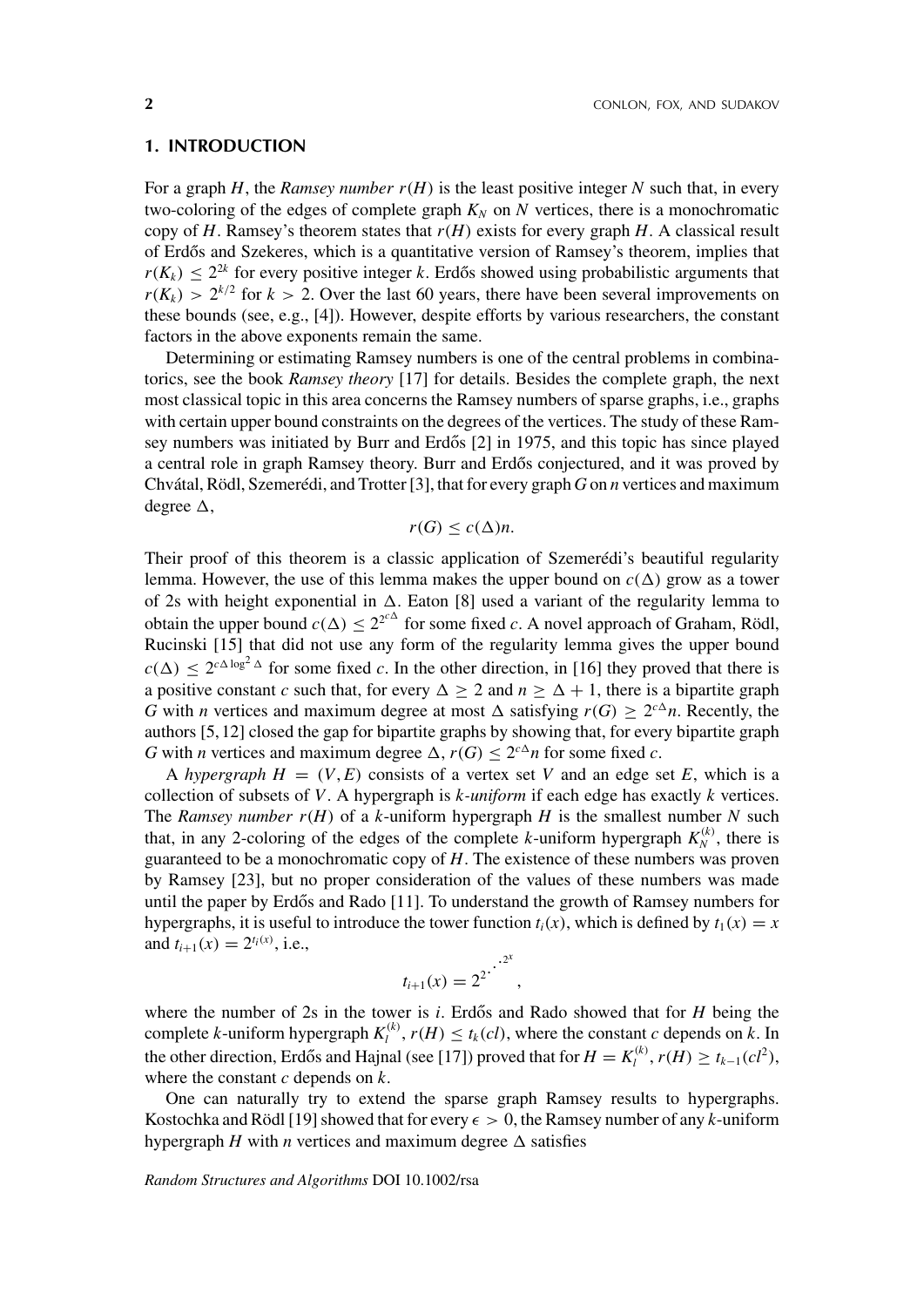## 1. INTRODUCTION

For a graph $H$, the *Ramsey number* $r(H)$ is the least positive integer $N$ such that, in every two-coloring of the edges of complete graph $K_N$ on $N$ vertices, there is a monochromatic copy of $H$. Ramsey's theorem states that $r(H)$ exists for every graph $H$. A classical result of Erdős and Szekeres, which is a quantitative version of Ramsey's theorem, implies that $r(K_k) \leq 2^{2k}$ for every positive integer $k$. Erdős showed using probabilistic arguments that $r(K_k) > 2^{k/2}$ for $k > 2$. Over the last 60 years, there have been several improvements on these bounds (see, e.g., [4]). However, despite efforts by various researchers, the constant factors in the above exponents remain the same.

Determining or estimating Ramsey numbers is one of the central problems in combinatorics, see the book *Ramsey theory* [17] for details. Besides the complete graph, the next most classical topic in this area concerns the Ramsey numbers of sparse graphs, i.e., graphs with certain upper bound constraints on the degrees of the vertices. The study of these Ramsey numbers was initiated by Burr and Erdős [2] in 1975, and this topic has since played a central role in graph Ramsey theory. Burr and Erdős conjectured, and it was proved by Chvátal, Rödl, Szemerédi, and Trotter [3], that for every graph $G$ on $n$ vertices and maximum degree $\Delta$,

$$r(G) \leq c(\Delta)n.$$

Their proof of this theorem is a classic application of Szemerédi's beautiful regularity lemma. However, the use of this lemma makes the upper bound on $c(\Delta)$ grow as a tower of 2s with height exponential in $\Delta$. Eaton [8] used a variant of the regularity lemma to obtain the upper bound $c(\Delta) \leq 2^{2^{c\Delta}}$ for some fixed $c$. A novel approach of Graham, Rödl, Rucinski [15] that did not use any form of the regularity lemma gives the upper bound $c(\Delta) \leq 2^{c\Delta \log^2 \Delta}$ for some fixed $c$. In the other direction, in [16] they proved that there is a positive constant $c$ such that, for every $\Delta \geq 2$ and $n \geq \Delta + 1$, there is a bipartite graph $G$ with $n$ vertices and maximum degree at most $\Delta$ satisfying $r(G) \geq 2^{c\Delta}n$. Recently, the authors [5, 12] closed the gap for bipartite graphs by showing that, for every bipartite graph $G$ with $n$ vertices and maximum degree $\Delta$, $r(G) \leq 2^{c\Delta}n$ for some fixed $c$.

A *hypergraph* $H = (V, E)$ consists of a vertex set $V$ and an edge set $E$, which is a collection of subsets of $V$. A hypergraph is $k$*-uniform* if each edge has exactly $k$ vertices. The *Ramsey number* $r(H)$ of a $k$-uniform hypergraph $H$ is the smallest number $N$ such that, in any 2-coloring of the edges of the complete $k$-uniform hypergraph $K_N^{(k)}$, there is guaranteed to be a monochromatic copy of $H$. The existence of these numbers was proven by Ramsey [23], but no proper consideration of the values of these numbers was made until the paper by Erdős and Rado [11]. To understand the growth of Ramsey numbers for hypergraphs, it is useful to introduce the tower function $t_i(x)$, which is defined by $t_1(x) = x$ and $t_{i+1}(x) = 2^{t_i(x)}$, i.e.,

$$t_{i+1}(x) = 2^{2^{\cdot^{\cdot^{2^x}}}},$$

where the number of 2s in the tower is $i$. Erdős and Rado showed that for $H$ being the complete $k$-uniform hypergraph $K_l^{(k)}$, $r(H) \leq t_k(cl)$, where the constant $c$ depends on $k$. In the other direction, Erdős and Hajnal (see [17]) proved that for $H = K_l^{(k)}$, $r(H) \geq t_{k-1}(cl^2)$, where the constant $c$ depends on $k$.

One can naturally try to extend the sparse graph Ramsey results to hypergraphs. Kostochka and Rödl [19] showed that for every $\epsilon > 0$, the Ramsey number of any $k$-uniform hypergraph $H$ with $n$ vertices and maximum degree $\Delta$ satisfies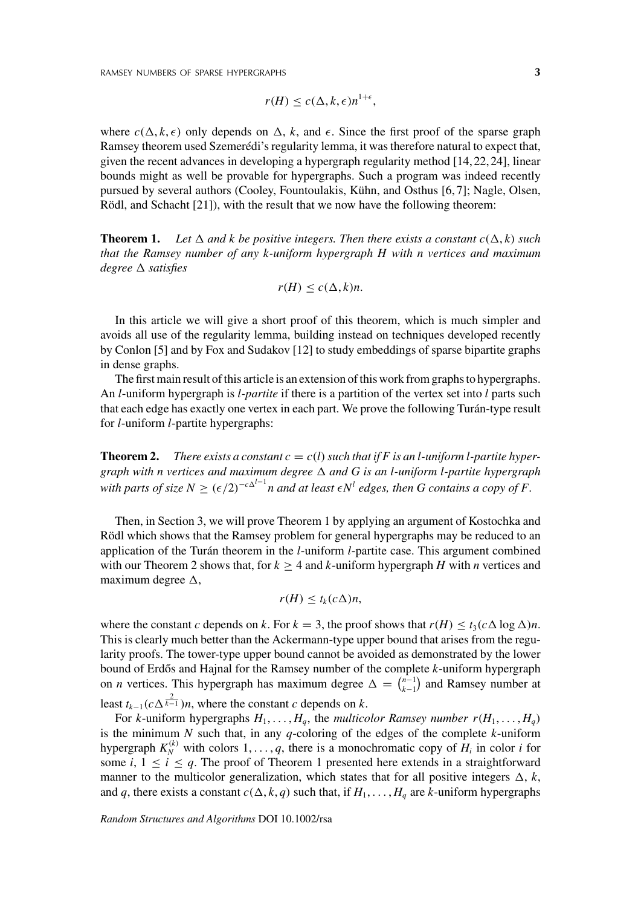$$r(H) \leq c(\Delta, k, \epsilon)n^{1+\epsilon},$$

where $c(\Delta, k, \epsilon)$ only depends on $\Delta$, $k$, and $\epsilon$. Since the first proof of the sparse graph Ramsey theorem used Szemerédi's regularity lemma, it was therefore natural to expect that, given the recent advances in developing a hypergraph regularity method [14, 22, 24], linear bounds might as well be provable for hypergraphs. Such a program was indeed recently pursued by several authors (Cooley, Fountoulakis, Kühn, and Osthus [6, 7]; Nagle, Olsen, Rödl, and Schacht [21]), with the result that we now have the following theorem:

**Theorem 1.** *Let $\Delta$ and $k$ be positive integers. Then there exists a constant $c(\Delta, k)$ such that the Ramsey number of any $k$-uniform hypergraph $H$ with $n$ vertices and maximum degree $\Delta$ satisfies*

$$r(H) \leq c(\Delta, k)n.$$

In this article we will give a short proof of this theorem, which is much simpler and avoids all use of the regularity lemma, building instead on techniques developed recently by Conlon [5] and by Fox and Sudakov [12] to study embeddings of sparse bipartite graphs in dense graphs.

The first main result of this article is an extension of this work from graphs to hypergraphs. An $l$-uniform hypergraph is *$l$-partite* if there is a partition of the vertex set into $l$ parts such that each edge has exactly one vertex in each part. We prove the following Turán-type result for $l$-uniform $l$-partite hypergraphs:

**Theorem 2.** *There exists a constant $c = c(l)$ such that if $F$ is an $l$-uniform $l$-partite hypergraph with $n$ vertices and maximum degree $\Delta$ and $G$ is an $l$-uniform $l$-partite hypergraph with parts of size $N \geq (\epsilon/2)^{-c\Delta^{l-1}}n$ and at least $\epsilon N^l$ edges, then $G$ contains a copy of $F$.*

Then, in Section 3, we will prove Theorem 1 by applying an argument of Kostochka and Rödl which shows that the Ramsey problem for general hypergraphs may be reduced to an application of the Turán theorem in the $l$-uniform $l$-partite case. This argument combined with our Theorem 2 shows that, for $k \geq 4$ and $k$-uniform hypergraph $H$ with $n$ vertices and maximum degree $\Delta$,

$$r(H) \leq t_k(c\Delta)n,$$

where the constant $c$ depends on $k$. For $k = 3$, the proof shows that $r(H) \leq t_3(c\Delta \log \Delta)n$. This is clearly much better than the Ackermann-type upper bound that arises from the regularity proofs. The tower-type upper bound cannot be avoided as demonstrated by the lower bound of Erdős and Hajnal for the Ramsey number of the complete $k$-uniform hypergraph on $n$ vertices. This hypergraph has maximum degree $\Delta = \binom{n-1}{k-1}$ and Ramsey number at least $t_{k-1}(c\Delta^{\frac{2}{k-1}})n$, where the constant $c$ depends on $k$.

For $k$-uniform hypergraphs $H_1, \ldots, H_q$, the *multicolor Ramsey number* $r(H_1, \ldots, H_q)$ is the minimum $N$ such that, in any $q$-coloring of the edges of the complete $k$-uniform hypergraph $K_N^{(k)}$ with colors $1, \ldots, q$, there is a monochromatic copy of $H_i$ in color $i$ for some $i$, $1 \leq i \leq q$. The proof of Theorem 1 presented here extends in a straightforward manner to the multicolor generalization, which states that for all positive integers $\Delta$, $k$, and $q$, there exists a constant $c(\Delta, k, q)$ such that, if $H_1, \ldots, H_q$ are $k$-uniform hypergraphs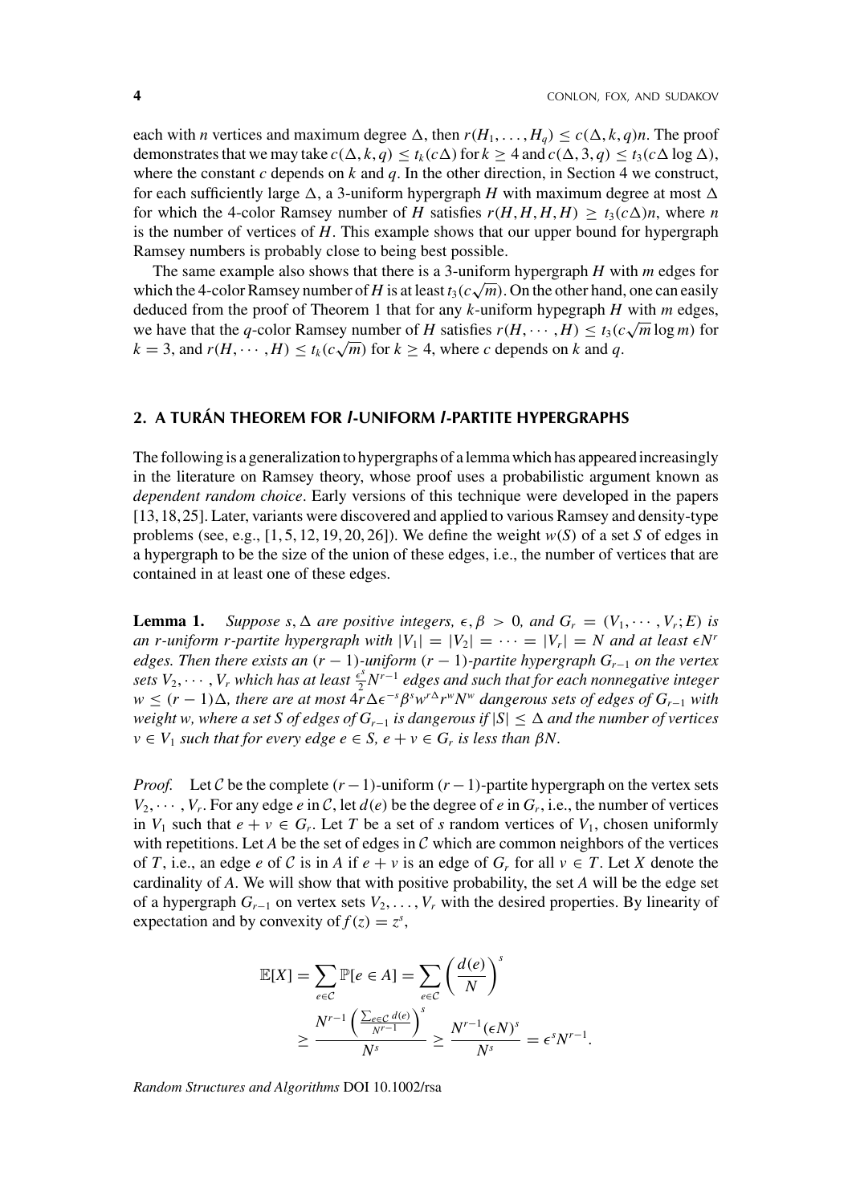each with $n$ vertices and maximum degree $\Delta$, then $r(H_1, \ldots, H_q) \leq c(\Delta, k, q)n$. The proof demonstrates that we may take $c(\Delta, k, q) \leq t_k(c\Delta)$ for $k \geq 4$ and $c(\Delta, 3, q) \leq t_3(c\Delta \log \Delta)$, where the constant $c$ depends on $k$ and $q$. In the other direction, in Section 4 we construct, for each sufficiently large $\Delta$, a 3-uniform hypergraph $H$ with maximum degree at most $\Delta$ for which the 4-color Ramsey number of $H$ satisfies $r(H, H, H, H) \geq t_3(c\Delta)n$, where $n$ is the number of vertices of $H$. This example shows that our upper bound for hypergraph Ramsey numbers is probably close to being best possible.

The same example also shows that there is a 3-uniform hypergraph $H$ with $m$ edges for which the 4-color Ramsey number of $H$ is at least $t_3(c\sqrt{m})$. On the other hand, one can easily deduced from the proof of Theorem 1 that for any $k$-uniform hypegraph $H$ with $m$ edges, we have that the $q$-color Ramsey number of $H$ satisfies $r(H, \cdots, H) \leq t_3(c\sqrt{m}\log m)$ for $k = 3$, and $r(H, \cdots, H) \leq t_k(c\sqrt{m})$ for $k \geq 4$, where $c$ depends on $k$ and $q$.

## 2. A TURÁN THEOREM FOR *l*-UNIFORM *l*-PARTITE HYPERGRAPHS

The following is a generalization to hypergraphs of a lemma which has appeared increasingly in the literature on Ramsey theory, whose proof uses a probabilistic argument known as *dependent random choice*. Early versions of this technique were developed in the papers [13, 18, 25]. Later, variants were discovered and applied to various Ramsey and density-type problems (see, e.g., [1, 5, 12, 19, 20, 26]). We define the weight $w(S)$ of a set $S$ of edges in a hypergraph to be the size of the union of these edges, i.e., the number of vertices that are contained in at least one of these edges.

**Lemma 1.** *Suppose $s, \Delta$ are positive integers, $\epsilon, \beta > 0$, and $G_r = (V_1, \cdots, V_r; E)$ is an $r$-uniform $r$-partite hypergraph with $|V_1| = |V_2| = \cdots = |V_r| = N$ and at least $\epsilon N^r$ edges. Then there exists an $(r-1)$-uniform $(r-1)$-partite hypergraph $G_{r-1}$ on the vertex sets $V_2, \cdots, V_r$ which has at least $\frac{\epsilon^s}{2}N^{r-1}$ edges and such that for each nonnegative integer $w \leq (r-1)\Delta$, there are at most $4r\Delta\epsilon^{-s}\beta^s w^{r\Delta} r^w N^w$ dangerous sets of edges of $G_{r-1}$ with weight $w$, where a set $S$ of edges of $G_{r-1}$ is dangerous if $|S| \leq \Delta$ and the number of vertices $v \in V_1$ such that for every edge $e \in S$, $e + v \in G_r$ is less than $\beta N$.*

*Proof.* Let $\mathcal{C}$ be the complete $(r-1)$-uniform $(r-1)$-partite hypergraph on the vertex sets $V_2, \cdots, V_r$. For any edge $e$ in $\mathcal{C}$, let $d(e)$ be the degree of $e$ in $G_r$, i.e., the number of vertices in $V_1$ such that $e + v \in G_r$. Let $T$ be a set of $s$ random vertices of $V_1$, chosen uniformly with repetitions. Let $A$ be the set of edges in $\mathcal{C}$ which are common neighbors of the vertices of $T$, i.e., an edge $e$ of $\mathcal{C}$ is in $A$ if $e + v$ is an edge of $G_r$ for all $v \in T$. Let $X$ denote the cardinality of $A$. We will show that with positive probability, the set $A$ will be the edge set of a hypergraph $G_{r-1}$ on vertex sets $V_2, \ldots, V_r$ with the desired properties. By linearity of expectation and by convexity of $f(z) = z^s$,

$$\mathbb{E}[X] = \sum_{e \in \mathcal{C}} \mathbb{P}[e \in A] = \sum_{e \in \mathcal{C}} \left(\frac{d(e)}{N}\right)^s$$
$$\geq \frac{N^{r-1}\left(\frac{\sum_{e \in \mathcal{C}} d(e)}{N^{r-1}}\right)^s}{N^s} \geq \frac{N^{r-1}(\epsilon N)^s}{N^s} = \epsilon^s N^{r-1}.$$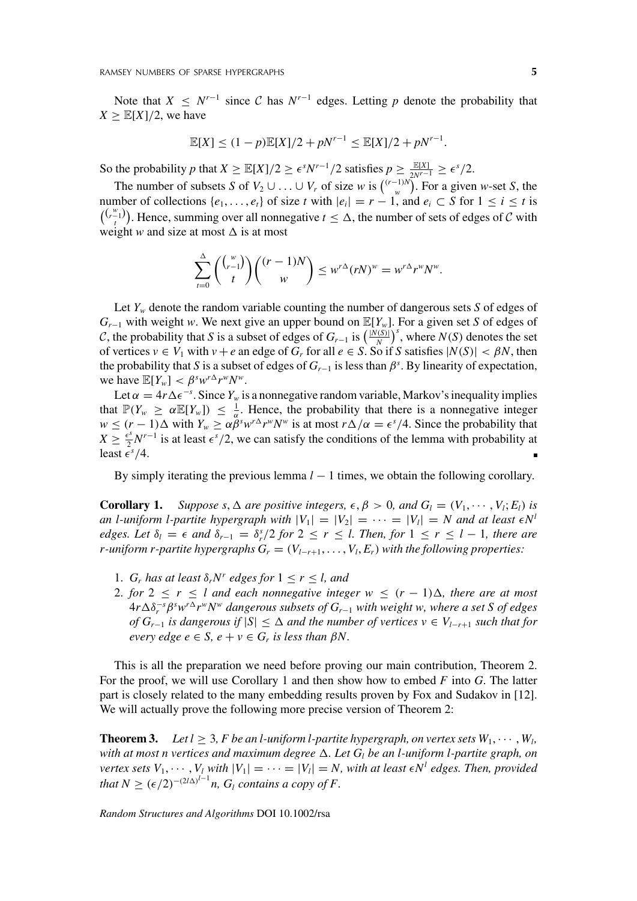Note that $X \leq N^{r-1}$ since $\mathcal{C}$ has $N^{r-1}$ edges. Letting $p$ denote the probability that $X \geq \mathbb{E}[X]/2$, we have

$$\mathbb{E}[X] \leq (1-p)\mathbb{E}[X]/2 + pN^{r-1} \leq \mathbb{E}[X]/2 + pN^{r-1}.$$

So the probability $p$ that $X \geq \mathbb{E}[X]/2 \geq \epsilon^s N^{r-1}/2$ satisfies $p \geq \frac{\mathbb{E}[X]}{2N^{r-1}} \geq \epsilon^s/2$.

The number of subsets $S$ of $V_2 \cup \ldots \cup V_r$ of size $w$ is $\binom{(r-1)N}{w}$. For a given $w$-set $S$, the number of collections $\{e_1, \ldots, e_t\}$ of size $t$ with $|e_i| = r-1$, and $e_i \subset S$ for $1 \leq i \leq t$ is $\binom{\binom{w}{r-1}}{t}$. Hence, summing over all nonnegative $t \leq \Delta$, the number of sets of edges of $\mathcal{C}$ with weight $w$ and size at most $\Delta$ is at most

$$\sum_{t=0}^{\Delta} \binom{\binom{w}{r-1}}{t} \binom{(r-1)N}{w} \leq w^{r\Delta}(rN)^w = w^{r\Delta} r^w N^w.$$

Let $Y_w$ denote the random variable counting the number of dangerous sets $S$ of edges of $G_{r-1}$ with weight $w$. We next give an upper bound on $\mathbb{E}[Y_w]$. For a given set $S$ of edges of $\mathcal{C}$, the probability that $S$ is a subset of edges of $G_{r-1}$ is $\left(\frac{|N(S)|}{N}\right)^s$, where $N(S)$ denotes the set of vertices $v \in V_1$ with $v + e$ an edge of $G_r$ for all $e \in S$. So if $S$ satisfies $|N(S)| < \beta N$, then the probability that $S$ is a subset of edges of $G_{r-1}$ is less than $\beta^s$. By linearity of expectation, we have $\mathbb{E}[Y_w] < \beta^s w^{r\Delta} r^w N^w$.

Let $\alpha = 4r\Delta\epsilon^{-s}$. Since $Y_w$ is a nonnegative random variable, Markov's inequality implies that $\mathbb{P}(Y_w \geq \alpha\mathbb{E}[Y_w]) \leq \frac{1}{\alpha}$. Hence, the probability that there is a nonnegative integer $w \leq (r-1)\Delta$ with $Y_w \geq \alpha\beta^s w^{r\Delta} r^w N^w$ is at most $r\Delta/\alpha = \epsilon^s/4$. Since the probability that $X \geq \frac{\epsilon^s}{2} N^{r-1}$ is at least $\epsilon^s/2$, we can satisfy the conditions of the lemma with probability at least $\epsilon^s/4$. ∎

By simply iterating the previous lemma $l-1$ times, we obtain the following corollary.

**Corollary 1.** *Suppose $s, \Delta$ are positive integers, $\epsilon, \beta > 0$, and $G_l = (V_1, \cdots, V_l; E_l)$ is an $l$-uniform $l$-partite hypergraph with $|V_1| = |V_2| = \cdots = |V_l| = N$ and at least $\epsilon N^l$ edges. Let $\delta_l = \epsilon$ and $\delta_{r-1} = \delta_r^s/2$ for $2 \leq r \leq l$. Then, for $1 \leq r \leq l-1$, there are $r$-uniform $r$-partite hypergraphs $G_r = (V_{l-r+1}, \ldots, V_l, E_r)$ with the following properties:*

1. *$G_r$ has at least $\delta_r N^r$ edges for $1 \leq r \leq l$, and*
2. *for $2 \leq r \leq l$ and each nonnegative integer $w \leq (r-1)\Delta$, there are at most $4r\Delta\delta_r^{-s}\beta^s w^{r\Delta} r^w N^w$ dangerous subsets of $G_{r-1}$ with weight $w$, where a set $S$ of edges of $G_{r-1}$ is dangerous if $|S| \leq \Delta$ and the number of vertices $v \in V_{l-r+1}$ such that for every edge $e \in S$, $e + v \in G_r$ is less than $\beta N$.*

This is all the preparation we need before proving our main contribution, Theorem 2. For the proof, we will use Corollary 1 and then show how to embed $F$ into $G$. The latter part is closely related to the many embedding results proven by Fox and Sudakov in [12]. We will actually prove the following more precise version of Theorem 2:

**Theorem 3.** *Let $l \geq 3$, $F$ be an $l$-uniform $l$-partite hypergraph, on vertex sets $W_1, \cdots, W_l$, with at most $n$ vertices and maximum degree $\Delta$. Let $G_l$ be an $l$-uniform $l$-partite graph, on vertex sets $V_1, \cdots, V_l$ with $|V_1| = \cdots = |V_l| = N$, with at least $\epsilon N^l$ edges. Then, provided that $N \geq (\epsilon/2)^{-(2l\Delta)^{l-1}} n$, $G_l$ contains a copy of $F$.*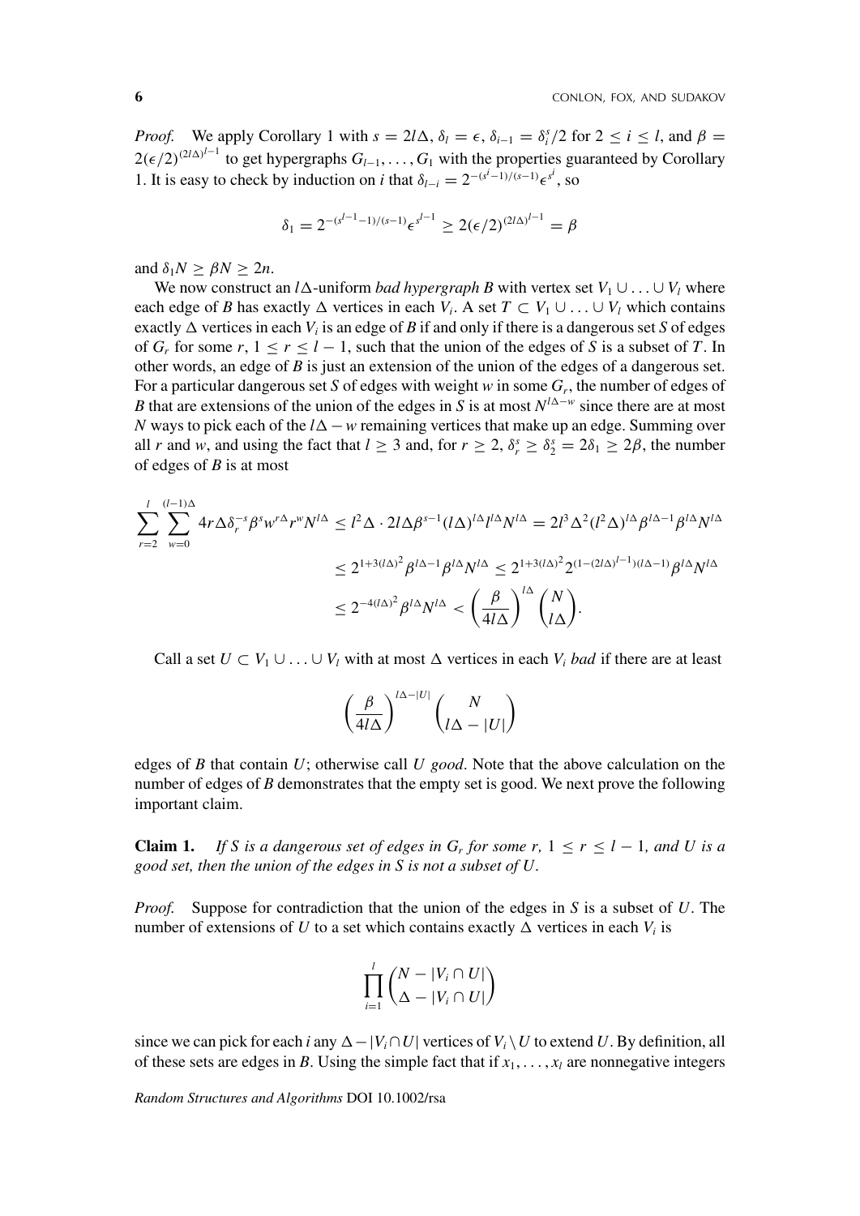*Proof.* We apply Corollary 1 with $s = 2l\Delta$, $\delta_l = \epsilon$, $\delta_{i-1} = \delta_i^s/2$ for $2 \le i \le l$, and $\beta = 2(\epsilon/2)^{(2l\Delta)^{l-1}}$ to get hypergraphs $G_{l-1}, \ldots, G_1$ with the properties guaranteed by Corollary 1. It is easy to check by induction on $i$ that $\delta_{l-i} = 2^{-(s^i-1)/(s-1)}\epsilon^{s^i}$, so

$$\delta_1 = 2^{-(s^{l-1}-1)/(s-1)}\epsilon^{s^{l-1}} \ge 2(\epsilon/2)^{(2l\Delta)^{l-1}} = \beta$$

and $\delta_1 N \ge \beta N \ge 2n$.

We now construct an $l\Delta$-uniform *bad hypergraph* $B$ with vertex set $V_1 \cup \ldots \cup V_l$ where each edge of $B$ has exactly $\Delta$ vertices in each $V_i$. A set $T \subset V_1 \cup \ldots \cup V_l$ which contains exactly $\Delta$ vertices in each $V_i$ is an edge of $B$ if and only if there is a dangerous set $S$ of edges of $G_r$ for some $r$, $1 \le r \le l-1$, such that the union of the edges of $S$ is a subset of $T$. In other words, an edge of $B$ is just an extension of the union of the edges of a dangerous set. For a particular dangerous set $S$ of edges with weight $w$ in some $G_r$, the number of edges of $B$ that are extensions of the union of the edges in $S$ is at most $N^{l\Delta - w}$ since there are at most $N$ ways to pick each of the $l\Delta - w$ remaining vertices that make up an edge. Summing over all $r$ and $w$, and using the fact that $l \ge 3$ and, for $r \ge 2$, $\delta_r^s \ge \delta_2^s = 2\delta_1 \ge 2\beta$, the number of edges of $B$ is at most

$$\begin{aligned}
\sum_{r=2}^{l}\sum_{w=0}^{(l-1)\Delta} 4r\Delta\delta_r^{-s}\beta^s w^{r\Delta} r^w N^{l\Delta} &\le l^2\Delta \cdot 2l\Delta\beta^{s-1}(l\Delta)^{l\Delta} l^{l\Delta} N^{l\Delta} = 2l^3\Delta^2(l^2\Delta)^{l\Delta}\beta^{l\Delta-1}\beta^{l\Delta}N^{l\Delta}\\
&\le 2^{1+3(l\Delta)^2}\beta^{l\Delta-1}\beta^{l\Delta}N^{l\Delta} \le 2^{1+3(l\Delta)^2}2^{(1-(2l\Delta)^{l-1})(l\Delta-1)}\beta^{l\Delta}N^{l\Delta}\\
&\le 2^{-4(l\Delta)^2}\beta^{l\Delta}N^{l\Delta} < \left(\frac{\beta}{4l\Delta}\right)^{l\Delta}\binom{N}{l\Delta}.
\end{aligned}$$

Call a set $U \subset V_1 \cup \ldots \cup V_l$ with at most $\Delta$ vertices in each $V_i$ *bad* if there are at least

$$\left(\frac{\beta}{4l\Delta}\right)^{l\Delta - |U|}\binom{N}{l\Delta - |U|}$$

edges of $B$ that contain $U$; otherwise call $U$ *good*. Note that the above calculation on the number of edges of $B$ demonstrates that the empty set is good. We next prove the following important claim.

**Claim 1.** *If $S$ is a dangerous set of edges in $G_r$ for some $r$, $1 \le r \le l-1$, and $U$ is a good set, then the union of the edges in $S$ is not a subset of $U$.*

*Proof.* Suppose for contradiction that the union of the edges in $S$ is a subset of $U$. The number of extensions of $U$ to a set which contains exactly $\Delta$ vertices in each $V_i$ is

$$\prod_{i=1}^{l}\binom{N - |V_i \cap U|}{\Delta - |V_i \cap U|}$$

since we can pick for each $i$ any $\Delta - |V_i \cap U|$ vertices of $V_i \setminus U$ to extend $U$. By definition, all of these sets are edges in $B$. Using the simple fact that if $x_1, \ldots, x_l$ are nonnegative integers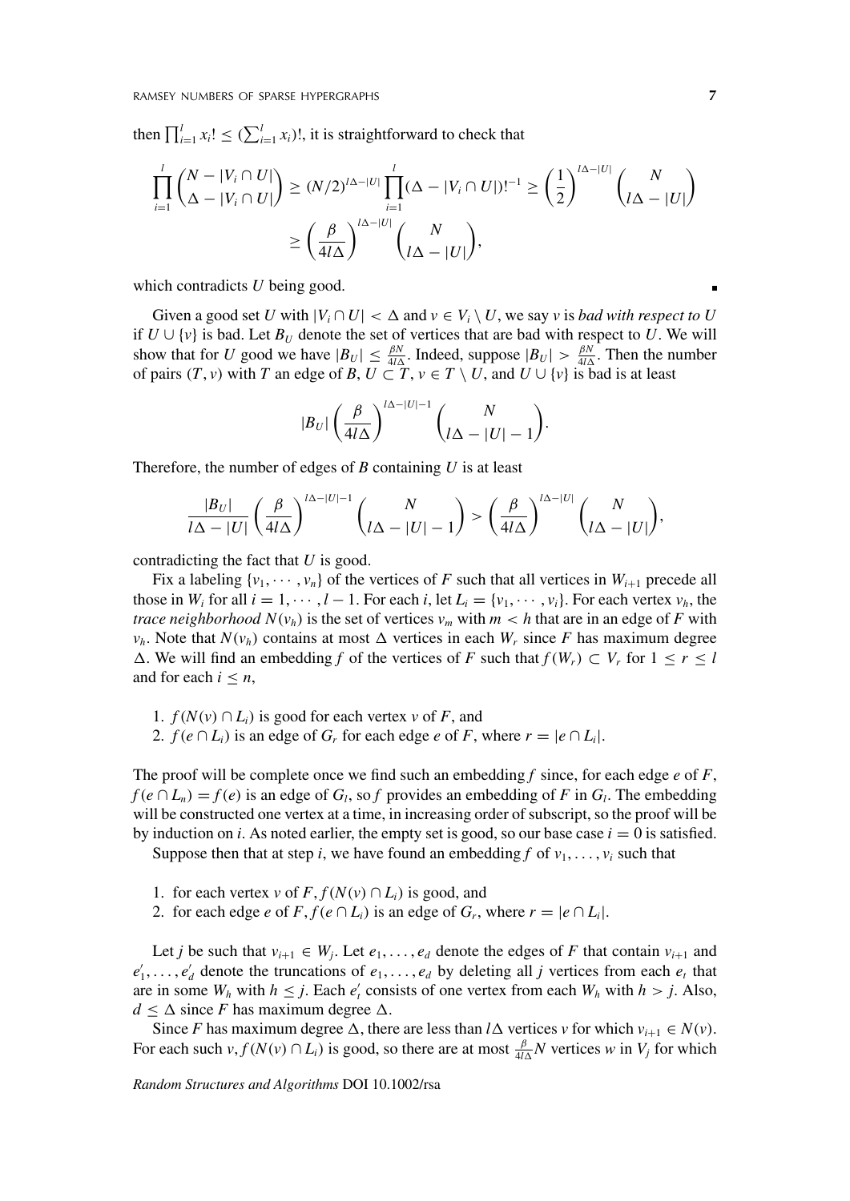then $\prod_{i=1}^{l} x_i! \leq (\sum_{i=1}^{l} x_i)!$, it is straightforward to check that

$$\prod_{i=1}^{l} \binom{N - |V_i \cap U|}{\Delta - |V_i \cap U|} \geq (N/2)^{l\Delta - |U|} \prod_{i=1}^{l} (\Delta - |V_i \cap U|)!^{-1} \geq \left(\frac{1}{2}\right)^{l\Delta - |U|} \binom{N}{l\Delta - |U|}$$
$$\geq \left(\frac{\beta}{4l\Delta}\right)^{l\Delta - |U|} \binom{N}{l\Delta - |U|},$$

which contradicts $U$ being good. ∎

Given a good set $U$ with $|V_i \cap U| < \Delta$ and $v \in V_i \setminus U$, we say $v$ is *bad with respect to* $U$ if $U \cup \{v\}$ is bad. Let $B_U$ denote the set of vertices that are bad with respect to $U$. We will show that for $U$ good we have $|B_U| \leq \frac{\beta N}{4l\Delta}$. Indeed, suppose $|B_U| > \frac{\beta N}{4l\Delta}$. Then the number of pairs $(T, v)$ with $T$ an edge of $B$, $U \subset T$, $v \in T \setminus U$, and $U \cup \{v\}$ is bad is at least

$$|B_U| \left(\frac{\beta}{4l\Delta}\right)^{l\Delta - |U| - 1} \binom{N}{l\Delta - |U| - 1}.$$

Therefore, the number of edges of $B$ containing $U$ is at least

$$\frac{|B_U|}{l\Delta - |U|} \left(\frac{\beta}{4l\Delta}\right)^{l\Delta - |U| - 1} \binom{N}{l\Delta - |U| - 1} > \left(\frac{\beta}{4l\Delta}\right)^{l\Delta - |U|} \binom{N}{l\Delta - |U|},$$

contradicting the fact that $U$ is good.

Fix a labeling $\{v_1, \cdots, v_n\}$ of the vertices of $F$ such that all vertices in $W_{i+1}$ precede all those in $W_i$ for all $i = 1, \cdots, l - 1$. For each $i$, let $L_i = \{v_1, \cdots, v_i\}$. For each vertex $v_h$, the *trace neighborhood* $N(v_h)$ is the set of vertices $v_m$ with $m < h$ that are in an edge of $F$ with $v_h$. Note that $N(v_h)$ contains at most $\Delta$ vertices in each $W_r$ since $F$ has maximum degree $\Delta$. We will find an embedding $f$ of the vertices of $F$ such that $f(W_r) \subset V_r$ for $1 \leq r \leq l$ and for each $i \leq n$,

1. $f(N(v) \cap L_i)$ is good for each vertex $v$ of $F$, and
2. $f(e \cap L_i)$ is an edge of $G_r$ for each edge $e$ of $F$, where $r = |e \cap L_i|$.

The proof will be complete once we find such an embedding $f$ since, for each edge $e$ of $F$, $f(e \cap L_n) = f(e)$ is an edge of $G_l$, so $f$ provides an embedding of $F$ in $G_l$. The embedding will be constructed one vertex at a time, in increasing order of subscript, so the proof will be by induction on $i$. As noted earlier, the empty set is good, so our base case $i = 0$ is satisfied.

Suppose then that at step $i$, we have found an embedding $f$ of $v_1, \ldots, v_i$ such that

1. for each vertex $v$ of $F$, $f(N(v) \cap L_i)$ is good, and
2. for each edge $e$ of $F$, $f(e \cap L_i)$ is an edge of $G_r$, where $r = |e \cap L_i|$.

Let $j$ be such that $v_{i+1} \in W_j$. Let $e_1, \ldots, e_d$ denote the edges of $F$ that contain $v_{i+1}$ and $e_1', \ldots, e_d'$ denote the truncations of $e_1, \ldots, e_d$ by deleting all $j$ vertices from each $e_t$ that are in some $W_h$ with $h \leq j$. Each $e_t'$ consists of one vertex from each $W_h$ with $h > j$. Also, $d \leq \Delta$ since $F$ has maximum degree $\Delta$.

Since $F$ has maximum degree $\Delta$, there are less than $l\Delta$ vertices $v$ for which $v_{i+1} \in N(v)$. For each such $v$, $f(N(v) \cap L_i)$ is good, so there are at most $\frac{\beta}{4l\Delta}N$ vertices $w$ in $V_j$ for which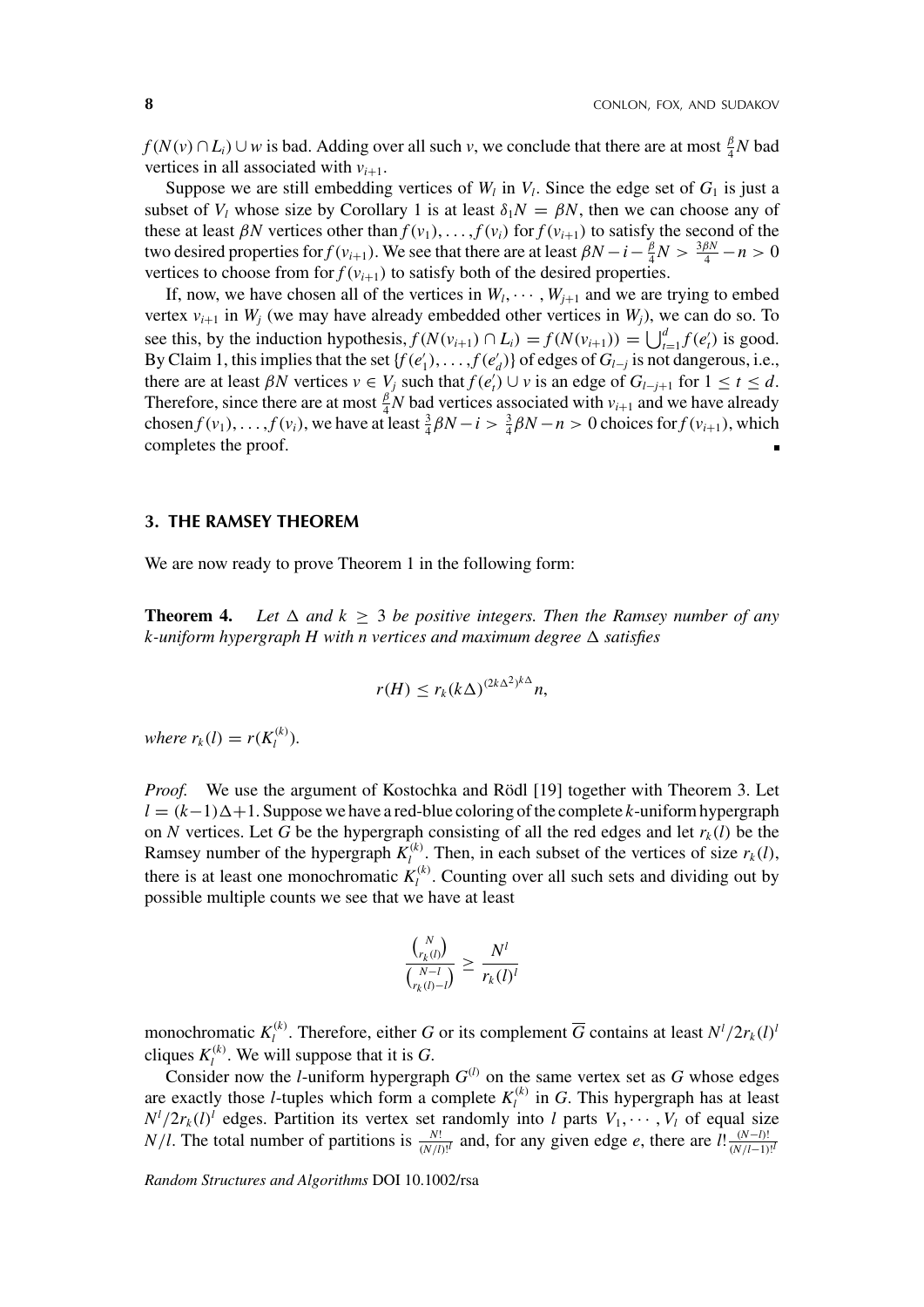$f(N(v) \cap L_i) \cup w$ is bad. Adding over all such $v$, we conclude that there are at most $\frac{\beta}{4}N$ bad vertices in all associated with $v_{i+1}$.

Suppose we are still embedding vertices of $W_l$ in $V_l$. Since the edge set of $G_1$ is just a subset of $V_l$ whose size by Corollary 1 is at least $\delta_1 N = \beta N$, then we can choose any of these at least $\beta N$ vertices other than $f(v_1), \ldots, f(v_i)$ for $f(v_{i+1})$ to satisfy the second of the two desired properties for $f(v_{i+1})$. We see that there are at least $\beta N - i - \frac{\beta}{4}N > \frac{3\beta N}{4} - n > 0$ vertices to choose from for $f(v_{i+1})$ to satisfy both of the desired properties.

If, now, we have chosen all of the vertices in $W_l, \cdots, W_{j+1}$ and we are trying to embed vertex $v_{i+1}$ in $W_j$ (we may have already embedded other vertices in $W_j$), we can do so. To see this, by the induction hypothesis, $f(N(v_{i+1}) \cap L_i) = f(N(v_{i+1})) = \bigcup_{t=1}^{d} f(e'_t)$ is good. By Claim 1, this implies that the set $\{f(e'_1), \ldots, f(e'_d)\}$ of edges of $G_{l-j}$ is not dangerous, i.e., there are at least $\beta N$ vertices $v \in V_j$ such that $f(e'_t) \cup v$ is an edge of $G_{l-j+1}$ for $1 \leq t \leq d$. Therefore, since there are at most $\frac{\beta}{4}N$ bad vertices associated with $v_{i+1}$ and we have already chosen $f(v_1), \ldots, f(v_i)$, we have at least $\frac{3}{4}\beta N - i > \frac{3}{4}\beta N - n > 0$ choices for $f(v_{i+1})$, which completes the proof. ∎

## 3. THE RAMSEY THEOREM

We are now ready to prove Theorem 1 in the following form:

**Theorem 4.** *Let $\Delta$ and $k \geq 3$ be positive integers. Then the Ramsey number of any $k$-uniform hypergraph $H$ with $n$ vertices and maximum degree $\Delta$ satisfies*

$$r(H) \leq r_k(k\Delta)^{(2k\Delta^2)^{k\Delta}} n,$$

*where $r_k(l) = r(K_l^{(k)})$.*

*Proof.* We use the argument of Kostochka and Rödl [19] together with Theorem 3. Let $l = (k-1)\Delta + 1$. Suppose we have a red-blue coloring of the complete $k$-uniform hypergraph on $N$ vertices. Let $G$ be the hypergraph consisting of all the red edges and let $r_k(l)$ be the Ramsey number of the hypergraph $K_l^{(k)}$. Then, in each subset of the vertices of size $r_k(l)$, there is at least one monochromatic $K_l^{(k)}$. Counting over all such sets and dividing out by possible multiple counts we see that we have at least

$$\frac{\binom{N}{r_k(l)}}{\binom{N-l}{r_k(l)-l}} \geq \frac{N^l}{r_k(l)^l}$$

monochromatic $K_l^{(k)}$. Therefore, either $G$ or its complement $\overline{G}$ contains at least $N^l/2r_k(l)^l$ cliques $K_l^{(k)}$. We will suppose that it is $G$.

Consider now the $l$-uniform hypergraph $G^{(l)}$ on the same vertex set as $G$ whose edges are exactly those $l$-tuples which form a complete $K_l^{(k)}$ in $G$. This hypergraph has at least $N^l/2r_k(l)^l$ edges. Partition its vertex set randomly into $l$ parts $V_1, \cdots, V_l$ of equal size $N/l$. The total number of partitions is $\frac{N!}{(N/l)!^l}$ and, for any given edge $e$, there are $l! \frac{(N-l)!}{(N/l-1)!^l}$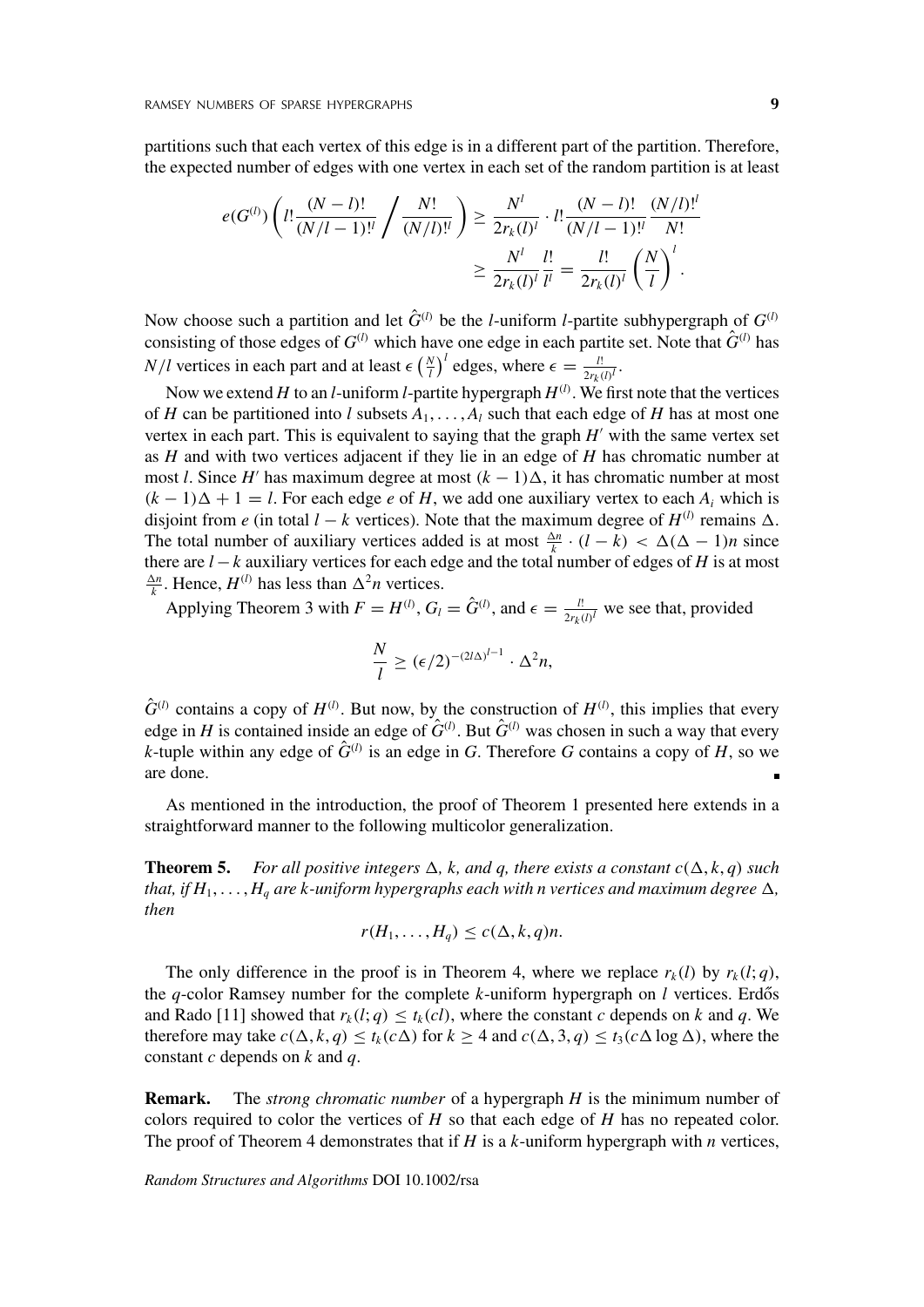partitions such that each vertex of this edge is in a different part of the partition. Therefore, the expected number of edges with one vertex in each set of the random partition is at least

$$e(G^{(l)}) \left( l! \frac{(N-l)!}{(N/l-1)!^l} \bigg/ \frac{N!}{(N/l)!^l} \right) \geq \frac{N^l}{2r_k(l)^l} \cdot l! \frac{(N-l)!}{(N/l-1)!^l} \frac{(N/l)!^l}{N!}$$
$$\geq \frac{N^l}{2r_k(l)^l} \frac{l!}{l^l} = \frac{l!}{2r_k(l)^l} \left(\frac{N}{l}\right)^l.$$

Now choose such a partition and let $\hat{G}^{(l)}$ be the $l$-uniform $l$-partite subhypergraph of $G^{(l)}$ consisting of those edges of $G^{(l)}$ which have one edge in each partite set. Note that $\hat{G}^{(l)}$ has $N/l$ vertices in each part and at least $\epsilon \left(\frac{N}{l}\right)^l$ edges, where $\epsilon = \frac{l!}{2r_k(l)^l}$.

Now we extend $H$ to an $l$-uniform $l$-partite hypergraph $H^{(l)}$. We first note that the vertices of $H$ can be partitioned into $l$ subsets $A_1, \ldots, A_l$ such that each edge of $H$ has at most one vertex in each part. This is equivalent to saying that the graph $H'$ with the same vertex set as $H$ and with two vertices adjacent if they lie in an edge of $H$ has chromatic number at most $l$. Since $H'$ has maximum degree at most $(k-1)\Delta$, it has chromatic number at most $(k-1)\Delta + 1 = l$. For each edge $e$ of $H$, we add one auxiliary vertex to each $A_i$ which is disjoint from $e$ (in total $l-k$ vertices). Note that the maximum degree of $H^{(l)}$ remains $\Delta$. The total number of auxiliary vertices added is at most $\frac{\Delta n}{k} \cdot (l-k) < \Delta(\Delta-1)n$ since there are $l-k$ auxiliary vertices for each edge and the total number of edges of $H$ is at most $\frac{\Delta n}{k}$. Hence, $H^{(l)}$ has less than $\Delta^2 n$ vertices.

Applying Theorem 3 with $F = H^{(l)}$, $G_l = \hat{G}^{(l)}$, and $\epsilon = \frac{l!}{2r_k(l)^l}$ we see that, provided

$$\frac{N}{l} \geq (\epsilon/2)^{-(2l\Delta)^{l-1}} \cdot \Delta^2 n,$$

$\hat{G}^{(l)}$ contains a copy of $H^{(l)}$. But now, by the construction of $H^{(l)}$, this implies that every edge in $H$ is contained inside an edge of $\hat{G}^{(l)}$. But $\hat{G}^{(l)}$ was chosen in such a way that every $k$-tuple within any edge of $\hat{G}^{(l)}$ is an edge in $G$. Therefore $G$ contains a copy of $H$, so we are done. ∎

As mentioned in the introduction, the proof of Theorem 1 presented here extends in a straightforward manner to the following multicolor generalization.

**Theorem 5.** *For all positive integers $\Delta$, $k$, and $q$, there exists a constant $c(\Delta, k, q)$ such that, if $H_1, \ldots, H_q$ are $k$-uniform hypergraphs each with $n$ vertices and maximum degree $\Delta$, then*

$$r(H_1, \ldots, H_q) \leq c(\Delta, k, q)n.$$

The only difference in the proof is in Theorem 4, where we replace $r_k(l)$ by $r_k(l; q)$, the $q$-color Ramsey number for the complete $k$-uniform hypergraph on $l$ vertices. Erdős and Rado [11] showed that $r_k(l; q) \leq t_k(cl)$, where the constant $c$ depends on $k$ and $q$. We therefore may take $c(\Delta, k, q) \leq t_k(c\Delta)$ for $k \geq 4$ and $c(\Delta, 3, q) \leq t_3(c\Delta \log \Delta)$, where the constant $c$ depends on $k$ and $q$.

**Remark.** The *strong chromatic number* of a hypergraph $H$ is the minimum number of colors required to color the vertices of $H$ so that each edge of $H$ has no repeated color. The proof of Theorem 4 demonstrates that if $H$ is a $k$-uniform hypergraph with $n$ vertices,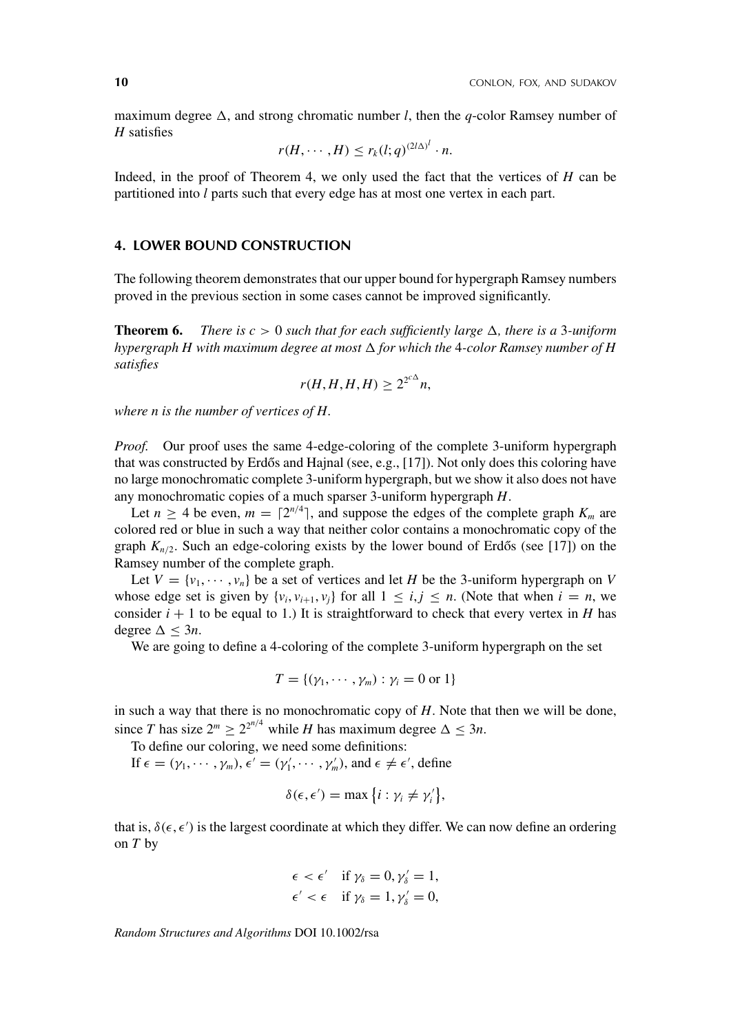maximum degree $\Delta$, and strong chromatic number $l$, then the $q$-color Ramsey number of $H$ satisfies

$$r(H, \cdots, H) \leq r_k(l; q)^{(2l\Delta)^l} \cdot n.$$

Indeed, in the proof of Theorem 4, we only used the fact that the vertices of $H$ can be partitioned into $l$ parts such that every edge has at most one vertex in each part.

## 4. LOWER BOUND CONSTRUCTION

The following theorem demonstrates that our upper bound for hypergraph Ramsey numbers proved in the previous section in some cases cannot be improved significantly.

**Theorem 6.** *There is $c > 0$ such that for each sufficiently large $\Delta$, there is a 3-uniform hypergraph $H$ with maximum degree at most $\Delta$ for which the 4-color Ramsey number of $H$ satisfies*

$$r(H, H, H, H) \geq 2^{2^{c\Delta}} n,$$

*where $n$ is the number of vertices of $H$.*

*Proof.* Our proof uses the same 4-edge-coloring of the complete 3-uniform hypergraph that was constructed by Erdős and Hajnal (see, e.g., [17]). Not only does this coloring have no large monochromatic complete 3-uniform hypergraph, but we show it also does not have any monochromatic copies of a much sparser 3-uniform hypergraph $H$.

Let $n \geq 4$ be even, $m = \lceil 2^{n/4} \rceil$, and suppose the edges of the complete graph $K_m$ are colored red or blue in such a way that neither color contains a monochromatic copy of the graph $K_{n/2}$. Such an edge-coloring exists by the lower bound of Erdős (see [17]) on the Ramsey number of the complete graph.

Let $V = \{v_1, \cdots, v_n\}$ be a set of vertices and let $H$ be the 3-uniform hypergraph on $V$ whose edge set is given by $\{v_i, v_{i+1}, v_j\}$ for all $1 \leq i, j \leq n$. (Note that when $i = n$, we consider $i + 1$ to be equal to 1.) It is straightforward to check that every vertex in $H$ has degree $\Delta \leq 3n$.

We are going to define a 4-coloring of the complete 3-uniform hypergraph on the set

$$T = \{(\gamma_1, \cdots, \gamma_m) : \gamma_i = 0 \text{ or } 1\}$$

in such a way that there is no monochromatic copy of $H$. Note that then we will be done, since $T$ has size $2^m \geq 2^{2^{n/4}}$ while $H$ has maximum degree $\Delta \leq 3n$.

To define our coloring, we need some definitions:

If $\epsilon = (\gamma_1, \cdots, \gamma_m)$, $\epsilon' = (\gamma'_1, \cdots, \gamma'_m)$, and $\epsilon \neq \epsilon'$, define

$$\delta(\epsilon, \epsilon') = \max \{i : \gamma_i \neq \gamma'_i\},$$

that is, $\delta(\epsilon, \epsilon')$ is the largest coordinate at which they differ. We can now define an ordering on $T$ by

$$\epsilon < \epsilon' \quad \text{if } \gamma_\delta = 0, \gamma'_\delta = 1,$$
$$\epsilon' < \epsilon \quad \text{if } \gamma_\delta = 1, \gamma'_\delta = 0,$$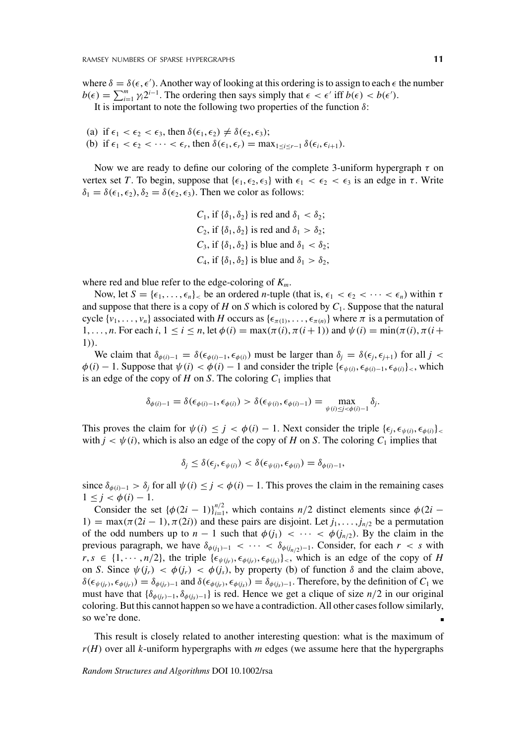where $\delta = \delta(\epsilon, \epsilon')$. Another way of looking at this ordering is to assign to each $\epsilon$ the number $b(\epsilon) = \sum_{i=1}^{m} \gamma_i 2^{i-1}$. The ordering then says simply that $\epsilon < \epsilon'$ iff $b(\epsilon) < b(\epsilon')$.

It is important to note the following two properties of the function $\delta$:

(a) if $\epsilon_1 < \epsilon_2 < \epsilon_3$, then $\delta(\epsilon_1, \epsilon_2) \neq \delta(\epsilon_2, \epsilon_3)$;
(b) if $\epsilon_1 < \epsilon_2 < \cdots < \epsilon_r$, then $\delta(\epsilon_1, \epsilon_r) = \max_{1 \leq i \leq r-1} \delta(\epsilon_i, \epsilon_{i+1})$.

Now we are ready to define our coloring of the complete 3-uniform hypergraph $\tau$ on vertex set $T$. To begin, suppose that $\{\epsilon_1, \epsilon_2, \epsilon_3\}$ with $\epsilon_1 < \epsilon_2 < \epsilon_3$ is an edge in $\tau$. Write $\delta_1 = \delta(\epsilon_1, \epsilon_2)$, $\delta_2 = \delta(\epsilon_2, \epsilon_3)$. Then we color as follows:

$$
\begin{aligned}
&C_1, \text{ if } \{\delta_1, \delta_2\} \text{ is red and } \delta_1 < \delta_2;\\
&C_2, \text{ if } \{\delta_1, \delta_2\} \text{ is red and } \delta_1 > \delta_2;\\
&C_3, \text{ if } \{\delta_1, \delta_2\} \text{ is blue and } \delta_1 < \delta_2;\\
&C_4, \text{ if } \{\delta_1, \delta_2\} \text{ is blue and } \delta_1 > \delta_2,
\end{aligned}
$$

where red and blue refer to the edge-coloring of $K_m$.

Now, let $S = \{\epsilon_1, \ldots, \epsilon_n\}_<$ be an ordered $n$-tuple (that is, $\epsilon_1 < \epsilon_2 < \cdots < \epsilon_n$) within $\tau$ and suppose that there is a copy of $H$ on $S$ which is colored by $C_1$. Suppose that the natural cycle $\{v_1, \ldots, v_n\}$ associated with $H$ occurs as $\{\epsilon_{\pi(1)}, \ldots, \epsilon_{\pi(n)}\}$ where $\pi$ is a permutation of $1, \ldots, n$. For each $i$, $1 \leq i \leq n$, let $\phi(i) = \max(\pi(i), \pi(i+1))$ and $\psi(i) = \min(\pi(i), \pi(i+1))$.

We claim that $\delta_{\phi(i)-1} = \delta(\epsilon_{\phi(i)-1}, \epsilon_{\phi(i)})$ must be larger than $\delta_j = \delta(\epsilon_j, \epsilon_{j+1})$ for all $j < \phi(i) - 1$. Suppose that $\psi(i) < \phi(i) - 1$ and consider the triple $\{\epsilon_{\psi(i)}, \epsilon_{\phi(i)-1}, \epsilon_{\phi(i)}\}_<$, which is an edge of the copy of $H$ on $S$. The coloring $C_1$ implies that

$$\delta_{\phi(i)-1} = \delta(\epsilon_{\phi(i)-1}, \epsilon_{\phi(i)}) > \delta(\epsilon_{\psi(i)}, \epsilon_{\phi(i)-1}) = \max_{\psi(i) \leq j < \phi(i)-1} \delta_j.$$

This proves the claim for $\psi(i) \leq j < \phi(i) - 1$. Next consider the triple $\{\epsilon_j, \epsilon_{\psi(i)}, \epsilon_{\phi(i)}\}_<$ with $j < \psi(i)$, which is also an edge of the copy of $H$ on $S$. The coloring $C_1$ implies that

$$\delta_j \leq \delta(\epsilon_j, \epsilon_{\psi(i)}) < \delta(\epsilon_{\psi(i)}, \epsilon_{\phi(i)}) = \delta_{\phi(i)-1},$$

since $\delta_{\phi(i)-1} > \delta_j$ for all $\psi(i) \leq j < \phi(i) - 1$. This proves the claim in the remaining cases $1 \leq j < \phi(i) - 1$.

Consider the set $\{\phi(2i-1)\}_{i=1}^{n/2}$, which contains $n/2$ distinct elements since $\phi(2i - 1) = \max(\pi(2i-1), \pi(2i))$ and these pairs are disjoint. Let $j_1, \ldots, j_{n/2}$ be a permutation of the odd numbers up to $n - 1$ such that $\phi(j_1) < \cdots < \phi(j_{n/2})$. By the claim in the previous paragraph, we have $\delta_{\phi(j_1)-1} < \cdots < \delta_{\phi(j_{n/2})-1}$. Consider, for each $r < s$ with $r, s \in \{1, \cdots, n/2\}$, the triple $\{\epsilon_{\psi(j_r)}, \epsilon_{\phi(j_r)}, \epsilon_{\phi(j_s)}\}_<$, which is an edge of the copy of $H$ on $S$. Since $\psi(j_r) < \phi(j_r) < \phi(j_s)$, by property (b) of function $\delta$ and the claim above, $\delta(\epsilon_{\psi(j_r)}, \epsilon_{\phi(j_r)}) = \delta_{\phi(j_r)-1}$ and $\delta(\epsilon_{\phi(j_r)}, \epsilon_{\phi(j_s)}) = \delta_{\phi(j_s)-1}$. Therefore, by the definition of $C_1$ we must have that $\{\delta_{\phi(j_r)-1}, \delta_{\phi(j_s)-1}\}$ is red. Hence we get a clique of size $n/2$ in our original coloring. But this cannot happen so we have a contradiction. All other cases follow similarly, so we're done. ∎

This result is closely related to another interesting question: what is the maximum of $r(H)$ over all $k$-uniform hypergraphs with $m$ edges (we assume here that the hypergraphs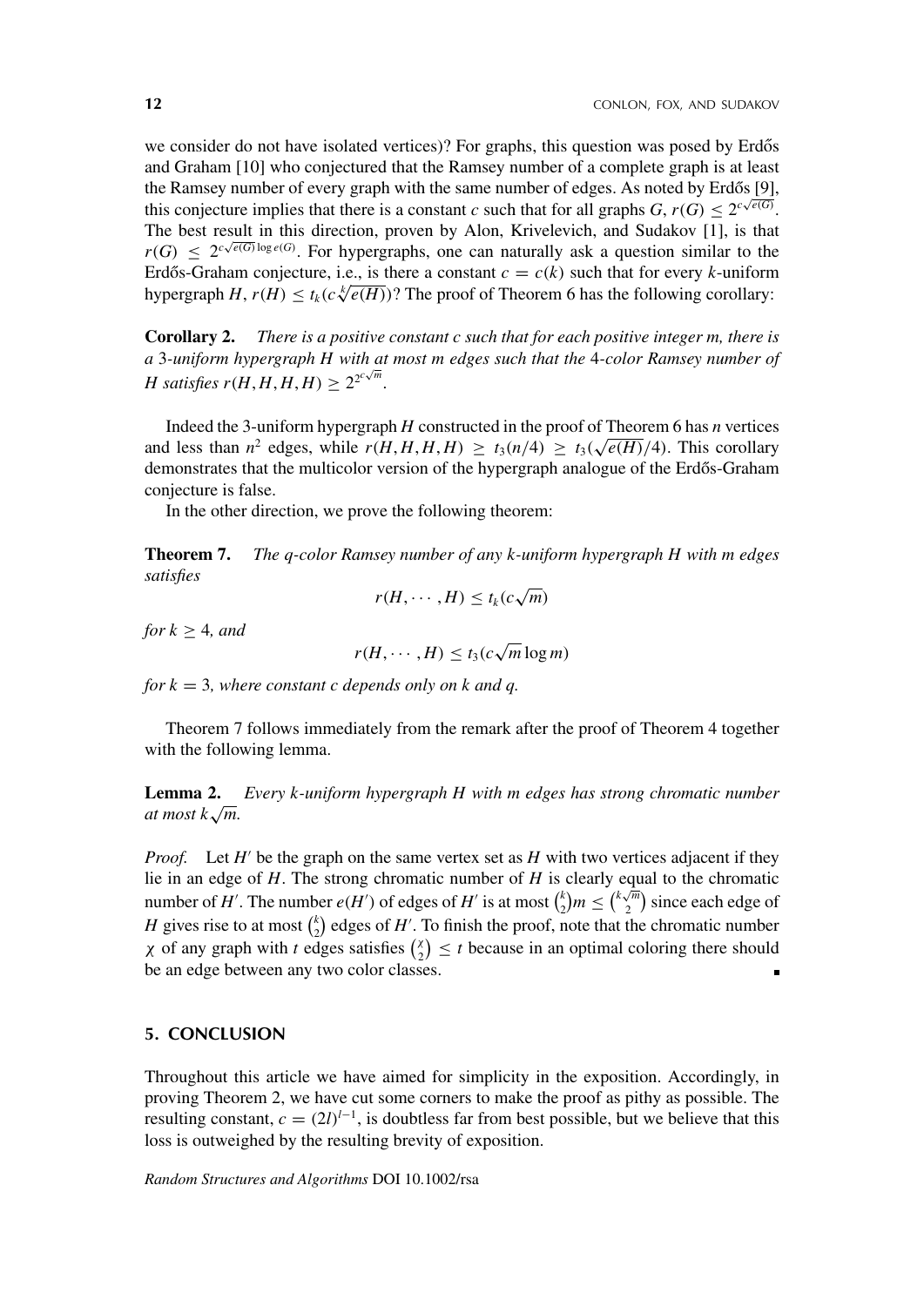we consider do not have isolated vertices)? For graphs, this question was posed by Erdős and Graham [10] who conjectured that the Ramsey number of a complete graph is at least the Ramsey number of every graph with the same number of edges. As noted by Erdős [9], this conjecture implies that there is a constant $c$ such that for all graphs $G$, $r(G) \le 2^{c\sqrt{e(G)}}$. The best result in this direction, proven by Alon, Krivelevich, and Sudakov [1], is that $r(G) \le 2^{c\sqrt{e(G)}\log e(G)}$. For hypergraphs, one can naturally ask a question similar to the Erdős-Graham conjecture, i.e., is there a constant $c = c(k)$ such that for every $k$-uniform hypergraph $H$, $r(H) \le t_k(c\sqrt[k]{e(H)})$? The proof of Theorem 6 has the following corollary:

**Corollary 2.** *There is a positive constant c such that for each positive integer m, there is a* 3*-uniform hypergraph H with at most m edges such that the* 4*-color Ramsey number of H satisfies* $r(H, H, H, H) \ge 2^{2^{c\sqrt{m}}}$.

Indeed the 3-uniform hypergraph $H$ constructed in the proof of Theorem 6 has $n$ vertices and less than $n^2$ edges, while $r(H, H, H, H) \ge t_3(n/4) \ge t_3(\sqrt{e(H)}/4)$. This corollary demonstrates that the multicolor version of the hypergraph analogue of the Erdős-Graham conjecture is false.

In the other direction, we prove the following theorem:

**Theorem 7.** *The q-color Ramsey number of any k-uniform hypergraph H with m edges satisfies*

$$r(H, \cdots, H) \le t_k(c\sqrt{m})$$

*for* $k \ge 4$*, and*

$$r(H, \cdots, H) \le t_3(c\sqrt{m}\log m)$$

*for* $k = 3$*, where constant c depends only on k and q.*

Theorem 7 follows immediately from the remark after the proof of Theorem 4 together with the following lemma.

**Lemma 2.** *Every k-uniform hypergraph H with m edges has strong chromatic number at most* $k\sqrt{m}$.

*Proof.* Let $H'$ be the graph on the same vertex set as $H$ with two vertices adjacent if they lie in an edge of $H$. The strong chromatic number of $H$ is clearly equal to the chromatic number of $H'$. The number $e(H')$ of edges of $H'$ is at most $\binom{k}{2}m \le \binom{k\sqrt{m}}{2}$ since each edge of $H$ gives rise to at most $\binom{k}{2}$ edges of $H'$. To finish the proof, note that the chromatic number $\chi$ of any graph with $t$ edges satisfies $\binom{\chi}{2} \le t$ because in an optimal coloring there should be an edge between any two color classes. ∎

## 5. CONCLUSION

Throughout this article we have aimed for simplicity in the exposition. Accordingly, in proving Theorem 2, we have cut some corners to make the proof as pithy as possible. The resulting constant, $c = (2l)^{l-1}$, is doubtless far from best possible, but we believe that this loss is outweighed by the resulting brevity of exposition.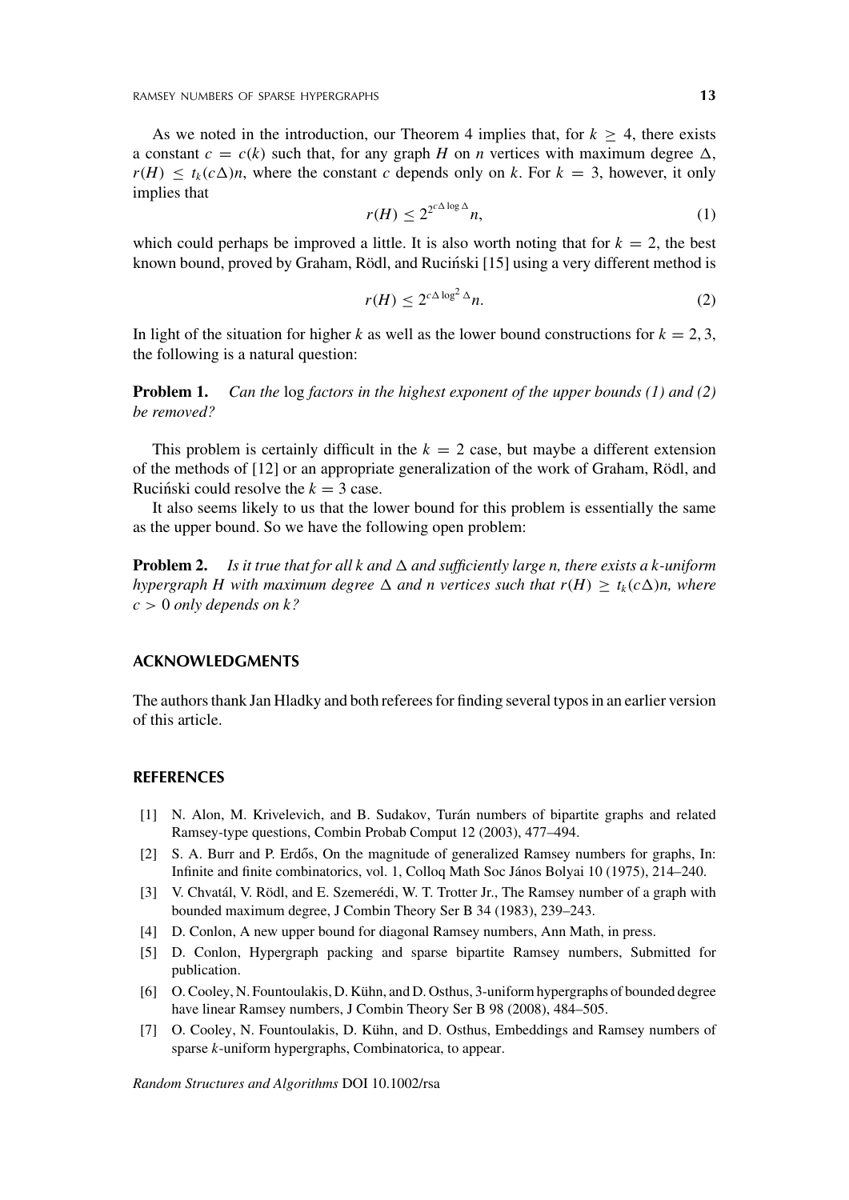As we noted in the introduction, our Theorem 4 implies that, for $k \geq 4$, there exists a constant $c = c(k)$ such that, for any graph $H$ on $n$ vertices with maximum degree $\Delta$, $r(H) \leq t_k(c\Delta)n$, where the constant $c$ depends only on $k$. For $k = 3$, however, it only implies that

$$r(H) \leq 2^{2^{c\Delta \log \Delta}} n, \tag{1}$$

which could perhaps be improved a little. It is also worth noting that for $k = 2$, the best known bound, proved by Graham, Rödl, and Ruciński [15] using a very different method is

$$r(H) \leq 2^{c\Delta \log^2 \Delta} n. \tag{2}$$

In light of the situation for higher $k$ as well as the lower bound constructions for $k = 2, 3$, the following is a natural question:

**Problem 1.** *Can the* log *factors in the highest exponent of the upper bounds (1) and (2) be removed?*

This problem is certainly difficult in the $k = 2$ case, but maybe a different extension of the methods of [12] or an appropriate generalization of the work of Graham, Rödl, and Ruciński could resolve the $k = 3$ case.

It also seems likely to us that the lower bound for this problem is essentially the same as the upper bound. So we have the following open problem:

**Problem 2.** *Is it true that for all $k$ and $\Delta$ and sufficiently large $n$, there exists a $k$-uniform hypergraph $H$ with maximum degree $\Delta$ and $n$ vertices such that $r(H) \geq t_k(c\Delta)n$, where $c > 0$ only depends on $k$?*

## ACKNOWLEDGMENTS

The authors thank Jan Hladky and both referees for finding several typos in an earlier version of this article.

## REFERENCES

[1] N. Alon, M. Krivelevich, and B. Sudakov, Turán numbers of bipartite graphs and related Ramsey-type questions, Combin Probab Comput 12 (2003), 477–494.

[2] S. A. Burr and P. Erdős, On the magnitude of generalized Ramsey numbers for graphs, In: Infinite and finite combinatorics, vol. 1, Colloq Math Soc János Bolyai 10 (1975), 214–240.

[3] V. Chvatál, V. Rödl, and E. Szemerédi, W. T. Trotter Jr., The Ramsey number of a graph with bounded maximum degree, J Combin Theory Ser B 34 (1983), 239–243.

[4] D. Conlon, A new upper bound for diagonal Ramsey numbers, Ann Math, in press.

[5] D. Conlon, Hypergraph packing and sparse bipartite Ramsey numbers, Submitted for publication.

[6] O. Cooley, N. Fountoulakis, D. Kühn, and D. Osthus, 3-uniform hypergraphs of bounded degree have linear Ramsey numbers, J Combin Theory Ser B 98 (2008), 484–505.

[7] O. Cooley, N. Fountoulakis, D. Kühn, and D. Osthus, Embeddings and Ramsey numbers of sparse $k$-uniform hypergraphs, Combinatorica, to appear.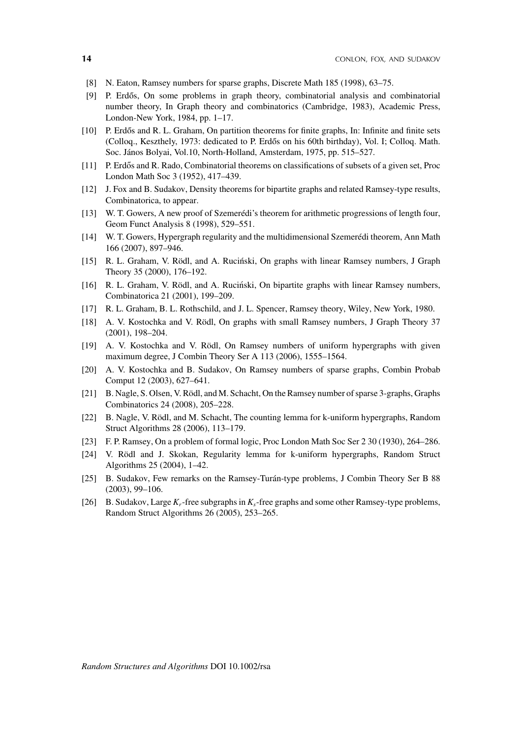[8] N. Eaton, Ramsey numbers for sparse graphs, Discrete Math 185 (1998), 63–75.

[9] P. Erdős, On some problems in graph theory, combinatorial analysis and combinatorial number theory, In Graph theory and combinatorics (Cambridge, 1983), Academic Press, London-New York, 1984, pp. 1–17.

[10] P. Erdős and R. L. Graham, On partition theorems for finite graphs, In: Infinite and finite sets (Colloq., Keszthely, 1973: dedicated to P. Erdős on his 60th birthday), Vol. I; Colloq. Math. Soc. János Bolyai, Vol.10, North-Holland, Amsterdam, 1975, pp. 515–527.

[11] P. Erdős and R. Rado, Combinatorial theorems on classifications of subsets of a given set, Proc London Math Soc 3 (1952), 417–439.

[12] J. Fox and B. Sudakov, Density theorems for bipartite graphs and related Ramsey-type results, Combinatorica, to appear.

[13] W. T. Gowers, A new proof of Szemerédi's theorem for arithmetic progressions of length four, Geom Funct Analysis 8 (1998), 529–551.

[14] W. T. Gowers, Hypergraph regularity and the multidimensional Szemerédi theorem, Ann Math 166 (2007), 897–946.

[15] R. L. Graham, V. Rödl, and A. Ruciński, On graphs with linear Ramsey numbers, J Graph Theory 35 (2000), 176–192.

[16] R. L. Graham, V. Rödl, and A. Ruciński, On bipartite graphs with linear Ramsey numbers, Combinatorica 21 (2001), 199–209.

[17] R. L. Graham, B. L. Rothschild, and J. L. Spencer, Ramsey theory, Wiley, New York, 1980.

[18] A. V. Kostochka and V. Rödl, On graphs with small Ramsey numbers, J Graph Theory 37 (2001), 198–204.

[19] A. V. Kostochka and V. Rödl, On Ramsey numbers of uniform hypergraphs with given maximum degree, J Combin Theory Ser A 113 (2006), 1555–1564.

[20] A. V. Kostochka and B. Sudakov, On Ramsey numbers of sparse graphs, Combin Probab Comput 12 (2003), 627–641.

[21] B. Nagle, S. Olsen, V. Rödl, and M. Schacht, On the Ramsey number of sparse 3-graphs, Graphs Combinatorics 24 (2008), 205–228.

[22] B. Nagle, V. Rödl, and M. Schacht, The counting lemma for k-uniform hypergraphs, Random Struct Algorithms 28 (2006), 113–179.

[23] F. P. Ramsey, On a problem of formal logic, Proc London Math Soc Ser 2 30 (1930), 264–286.

[24] V. Rödl and J. Skokan, Regularity lemma for k-uniform hypergraphs, Random Struct Algorithms 25 (2004), 1–42.

[25] B. Sudakov, Few remarks on the Ramsey-Turán-type problems, J Combin Theory Ser B 88 (2003), 99–106.

[26] B. Sudakov, Large $K_r$-free subgraphs in $K_s$-free graphs and some other Ramsey-type problems, Random Struct Algorithms 26 (2005), 253–265.